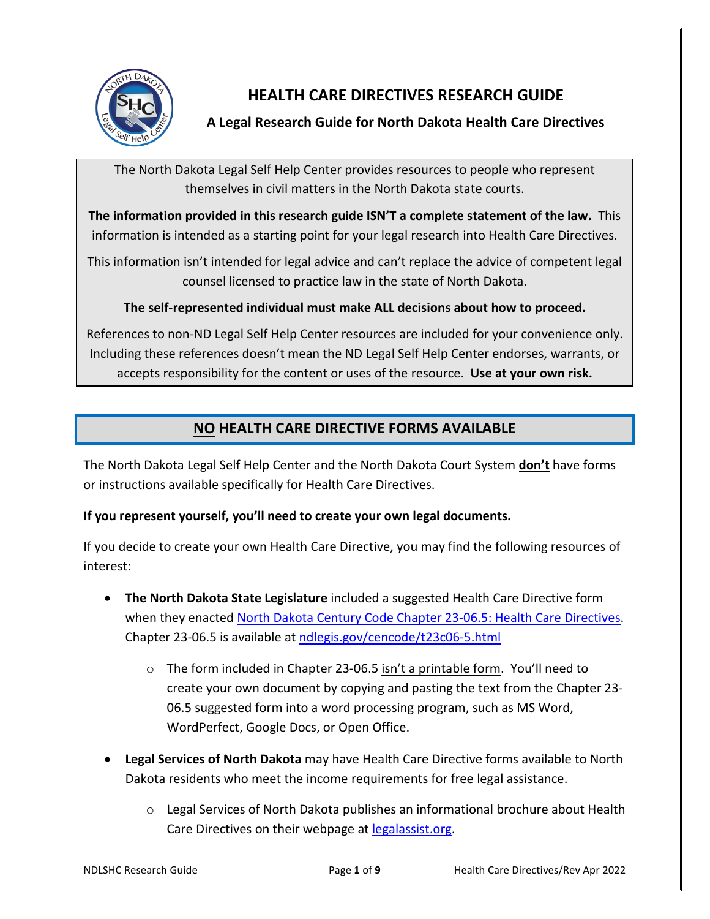# HEALTH CARE DIRECTIVES RESEARCH GUIDE

### A Legal Research Guide for North Dakota Health Care Directives

The North Dakota Legal Self Help Center provides resources to people who represent themselves in civil matters in the North Dakota state courts.

**The information provided in this research guide ISN'T a complete statement of the law.** This information is intended as a starting point for your legal research into Health Care Directives.

This information isn't intended for legal advice and can't replace the advice of competent legal counsel licensed to practice law in the state of North Dakota.

**The self-represented individual must make ALL decisions about how to proceed.**

References to non-ND Legal Self Help Center resources are included for your convenience only. Including these references doesn't mean the ND Legal Self Help Center endorses, warrants, or accepts responsibility for the content or uses of the resource. **Use at your own risk.**

## NO HEALTH CARE DIRECTIVE FORMS AVAILABLE

The North Dakota Legal Self Help Center and the North Dakota Court System **don't** have forms or instructions available specifically for Health Care Directives.

**If you represent yourself, you'll need to create your own legal documents.**

If you decide to create your own Health Care Directive, you may find the following resources of interest:

- **The North Dakota State Legislature** included a suggested Health Care Directive form when they enacted North Dakota Century Code Chapter 23-06.5: Health Care Directives. Chapter 23-06.5 is available at ndlegis.gov/cencode/t23c06-5.html
  - The form included in Chapter 23-06.5 isn't a printable form. You'll need to create your own document by copying and pasting the text from the Chapter 23-06.5 suggested form into a word processing program, such as MS Word, WordPerfect, Google Docs, or Open Office.
- **Legal Services of North Dakota** may have Health Care Directive forms available to North Dakota residents who meet the income requirements for free legal assistance.
  - Legal Services of North Dakota publishes an informational brochure about Health Care Directives on their webpage at legalassist.org.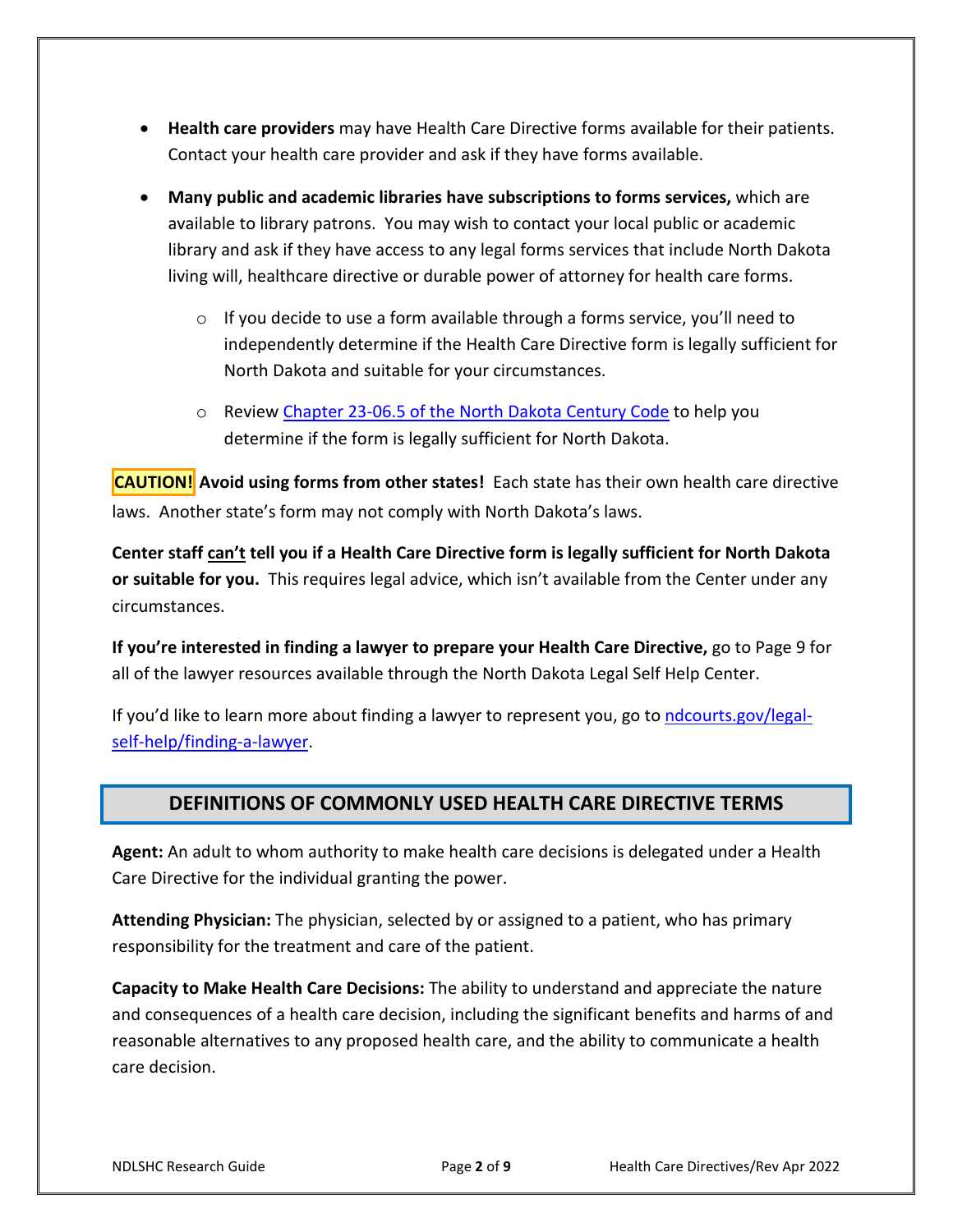- **Health care providers** may have Health Care Directive forms available for their patients. Contact your health care provider and ask if they have forms available.

- **Many public and academic libraries have subscriptions to forms services,** which are available to library patrons. You may wish to contact your local public or academic library and ask if they have access to any legal forms services that include North Dakota living will, healthcare directive or durable power of attorney for health care forms.

  - If you decide to use a form available through a forms service, you'll need to independently determine if the Health Care Directive form is legally sufficient for North Dakota and suitable for your circumstances.

  - Review [Chapter 23-06.5 of the North Dakota Century Code]() to help you determine if the form is legally sufficient for North Dakota.

**CAUTION!** **Avoid using forms from other states!** Each state has their own health care directive laws. Another state's form may not comply with North Dakota's laws.

**Center staff can't tell you if a Health Care Directive form is legally sufficient for North Dakota or suitable for you.** This requires legal advice, which isn't available from the Center under any circumstances.

**If you're interested in finding a lawyer to prepare your Health Care Directive,** go to Page 9 for all of the lawyer resources available through the North Dakota Legal Self Help Center.

If you'd like to learn more about finding a lawyer to represent you, go to [ndcourts.gov/legal-self-help/finding-a-lawyer]().

## DEFINITIONS OF COMMONLY USED HEALTH CARE DIRECTIVE TERMS

**Agent:** An adult to whom authority to make health care decisions is delegated under a Health Care Directive for the individual granting the power.

**Attending Physician:** The physician, selected by or assigned to a patient, who has primary responsibility for the treatment and care of the patient.

**Capacity to Make Health Care Decisions:** The ability to understand and appreciate the nature and consequences of a health care decision, including the significant benefits and harms of and reasonable alternatives to any proposed health care, and the ability to communicate a health care decision.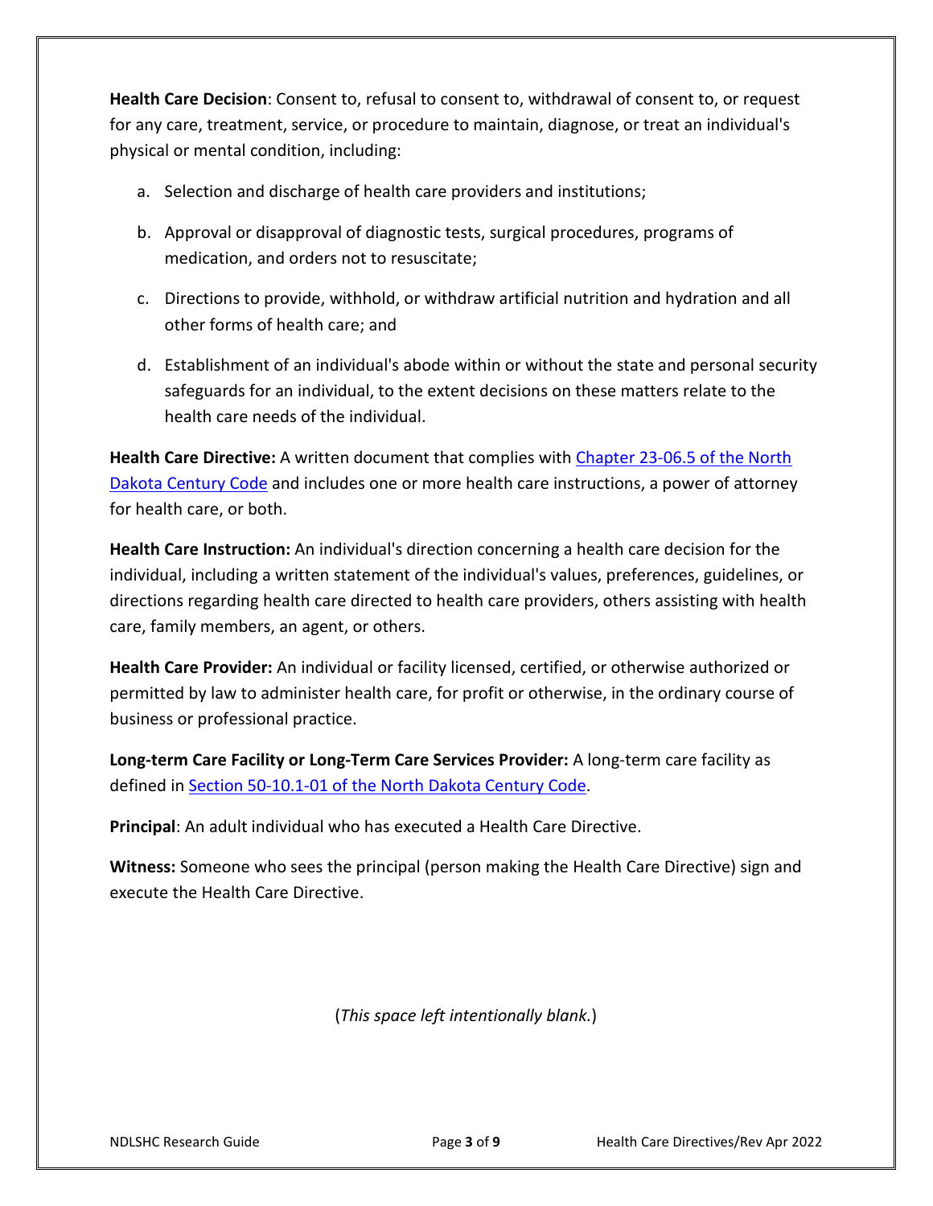**Health Care Decision**: Consent to, refusal to consent to, withdrawal of consent to, or request for any care, treatment, service, or procedure to maintain, diagnose, or treat an individual's physical or mental condition, including:

a. Selection and discharge of health care providers and institutions;

b. Approval or disapproval of diagnostic tests, surgical procedures, programs of medication, and orders not to resuscitate;

c. Directions to provide, withhold, or withdraw artificial nutrition and hydration and all other forms of health care; and

d. Establishment of an individual's abode within or without the state and personal security safeguards for an individual, to the extent decisions on these matters relate to the health care needs of the individual.

**Health Care Directive:** A written document that complies with Chapter 23-06.5 of the North Dakota Century Code and includes one or more health care instructions, a power of attorney for health care, or both.

**Health Care Instruction:** An individual's direction concerning a health care decision for the individual, including a written statement of the individual's values, preferences, guidelines, or directions regarding health care directed to health care providers, others assisting with health care, family members, an agent, or others.

**Health Care Provider:** An individual or facility licensed, certified, or otherwise authorized or permitted by law to administer health care, for profit or otherwise, in the ordinary course of business or professional practice.

**Long-term Care Facility or Long-Term Care Services Provider:** A long-term care facility as defined in Section 50-10.1-01 of the North Dakota Century Code.

**Principal**: An adult individual who has executed a Health Care Directive.

**Witness:** Someone who sees the principal (person making the Health Care Directive) sign and execute the Health Care Directive.

(*This space left intentionally blank.*)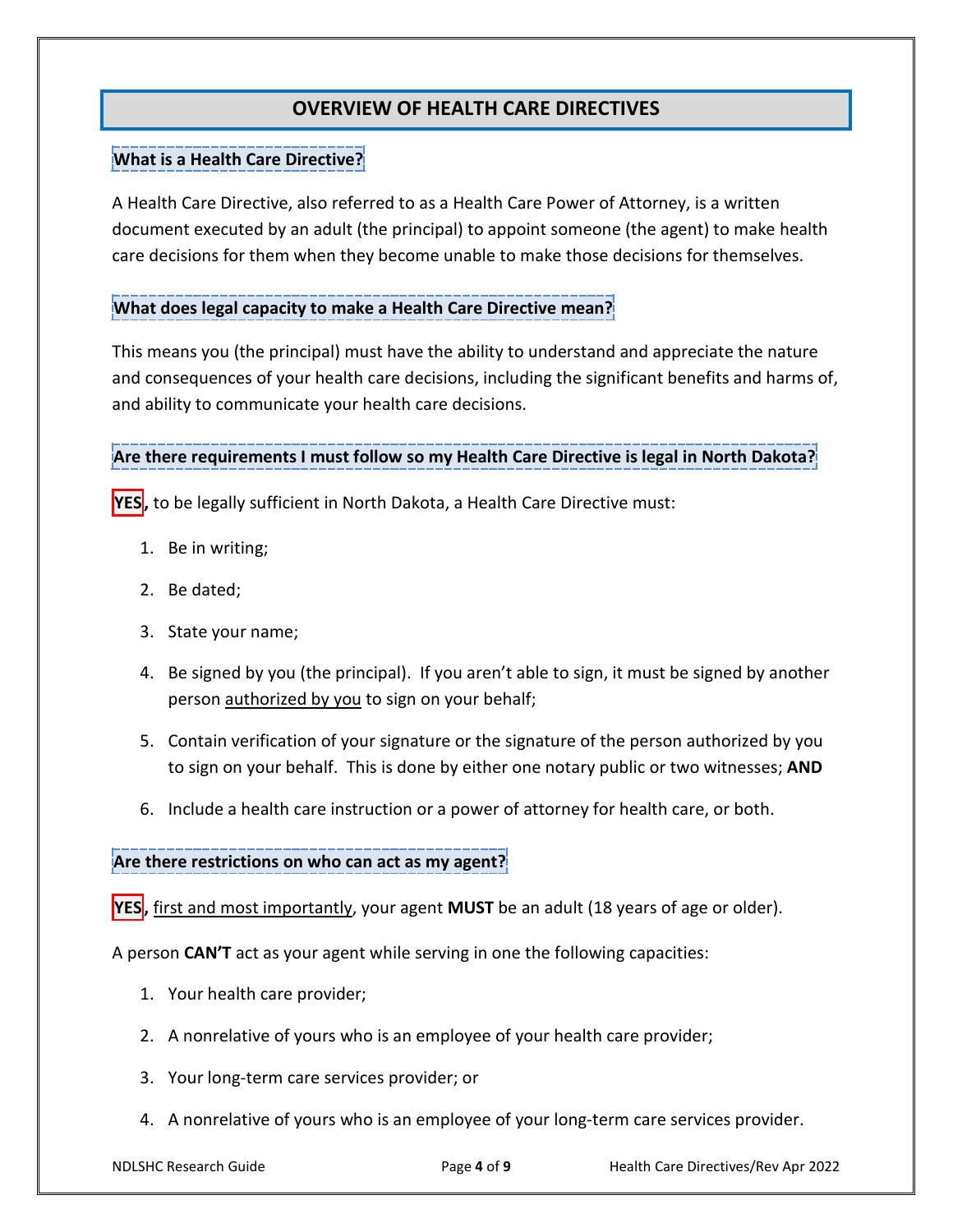## OVERVIEW OF HEALTH CARE DIRECTIVES

### What is a Health Care Directive?

A Health Care Directive, also referred to as a Health Care Power of Attorney, is a written document executed by an adult (the principal) to appoint someone (the agent) to make health care decisions for them when they become unable to make those decisions for themselves.

### What does legal capacity to make a Health Care Directive mean?

This means you (the principal) must have the ability to understand and appreciate the nature and consequences of your health care decisions, including the significant benefits and harms of, and ability to communicate your health care decisions.

### Are there requirements I must follow so my Health Care Directive is legal in North Dakota?

**YES,** to be legally sufficient in North Dakota, a Health Care Directive must:

1. Be in writing;
2. Be dated;
3. State your name;
4. Be signed by you (the principal). If you aren't able to sign, it must be signed by another person <u>authorized by you</u> to sign on your behalf;
5. Contain verification of your signature or the signature of the person authorized by you to sign on your behalf. This is done by either one notary public or two witnesses; **AND**
6. Include a health care instruction or a power of attorney for health care, or both.

### Are there restrictions on who can act as my agent?

**YES,** <u>first and most importantly</u>, your agent **MUST** be an adult (18 years of age or older).

A person **CAN'T** act as your agent while serving in one the following capacities:

1. Your health care provider;
2. A nonrelative of yours who is an employee of your health care provider;
3. Your long-term care services provider; or
4. A nonrelative of yours who is an employee of your long-term care services provider.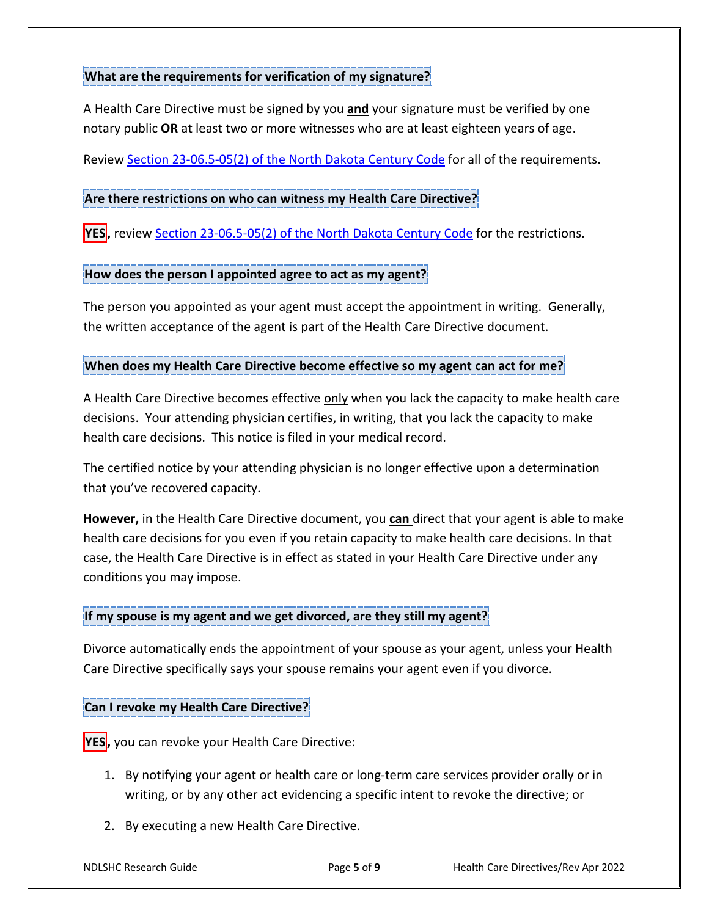### What are the requirements for verification of my signature?

A Health Care Directive must be signed by you **and** your signature must be verified by one notary public **OR** at least two or more witnesses who are at least eighteen years of age.

Review [Section 23-06.5-05(2) of the North Dakota Century Code](#) for all of the requirements.

### Are there restrictions on who can witness my Health Care Directive?

**YES,** review [Section 23-06.5-05(2) of the North Dakota Century Code](#) for the restrictions.

### How does the person I appointed agree to act as my agent?

The person you appointed as your agent must accept the appointment in writing. Generally, the written acceptance of the agent is part of the Health Care Directive document.

### When does my Health Care Directive become effective so my agent can act for me?

A Health Care Directive becomes effective only when you lack the capacity to make health care decisions. Your attending physician certifies, in writing, that you lack the capacity to make health care decisions. This notice is filed in your medical record.

The certified notice by your attending physician is no longer effective upon a determination that you've recovered capacity.

**However,** in the Health Care Directive document, you **can** direct that your agent is able to make health care decisions for you even if you retain capacity to make health care decisions. In that case, the Health Care Directive is in effect as stated in your Health Care Directive under any conditions you may impose.

### If my spouse is my agent and we get divorced, are they still my agent?

Divorce automatically ends the appointment of your spouse as your agent, unless your Health Care Directive specifically says your spouse remains your agent even if you divorce.

### Can I revoke my Health Care Directive?

**YES,** you can revoke your Health Care Directive:

1. By notifying your agent or health care or long-term care services provider orally or in writing, or by any other act evidencing a specific intent to revoke the directive; or
2. By executing a new Health Care Directive.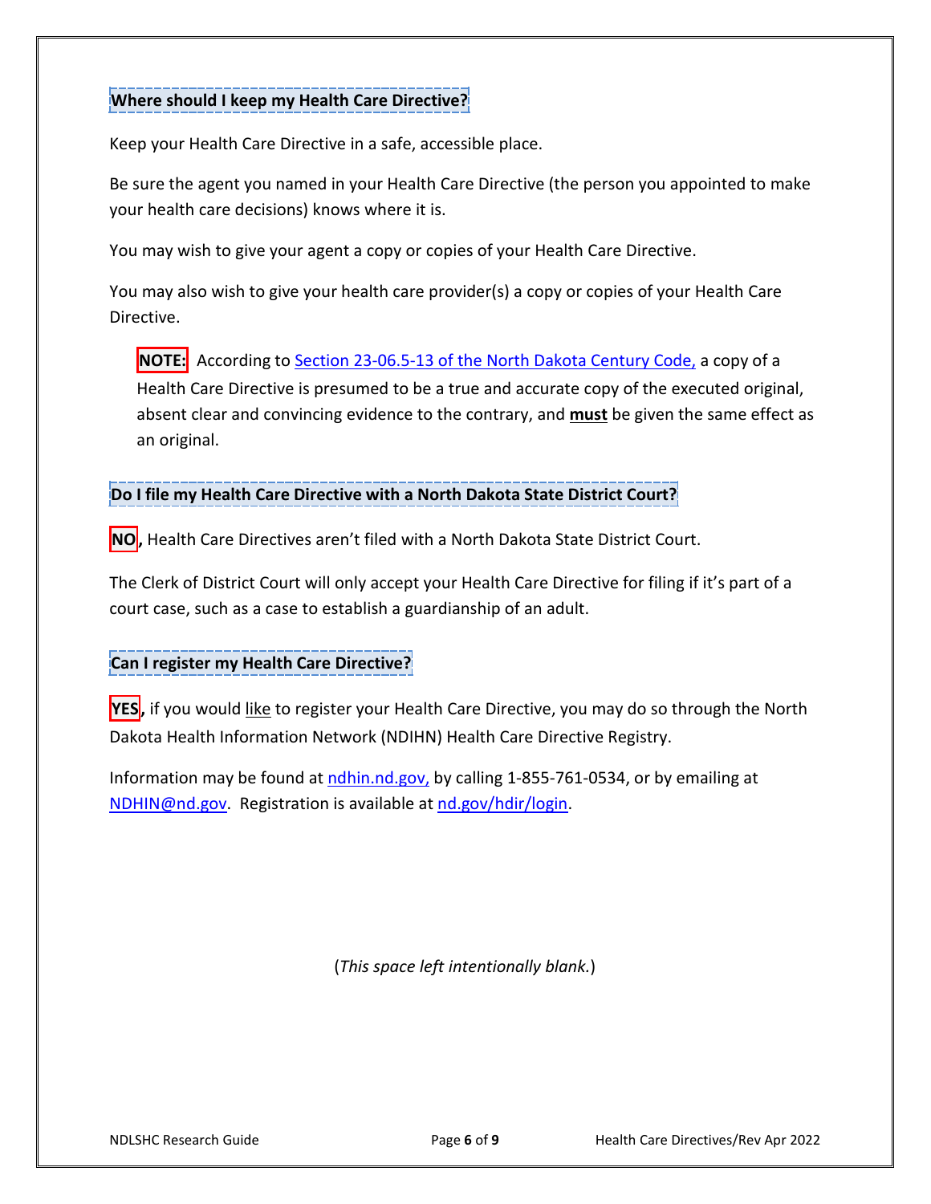## Where should I keep my Health Care Directive?

Keep your Health Care Directive in a safe, accessible place.

Be sure the agent you named in your Health Care Directive (the person you appointed to make your health care decisions) knows where it is.

You may wish to give your agent a copy or copies of your Health Care Directive.

You may also wish to give your health care provider(s) a copy or copies of your Health Care Directive.

> **NOTE:** According to [Section 23-06.5-13 of the North Dakota Century Code,]() a copy of a Health Care Directive is presumed to be a true and accurate copy of the executed original, absent clear and convincing evidence to the contrary, and **must** be given the same effect as an original.

## Do I file my Health Care Directive with a North Dakota State District Court?

**NO,** Health Care Directives aren't filed with a North Dakota State District Court.

The Clerk of District Court will only accept your Health Care Directive for filing if it's part of a court case, such as a case to establish a guardianship of an adult.

## Can I register my Health Care Directive?

**YES,** if you would like to register your Health Care Directive, you may do so through the North Dakota Health Information Network (NDIHN) Health Care Directive Registry.

Information may be found at ndhin.nd.gov, by calling 1-855-761-0534, or by emailing at NDHIN@nd.gov. Registration is available at nd.gov/hdir/login.

(*This space left intentionally blank.*)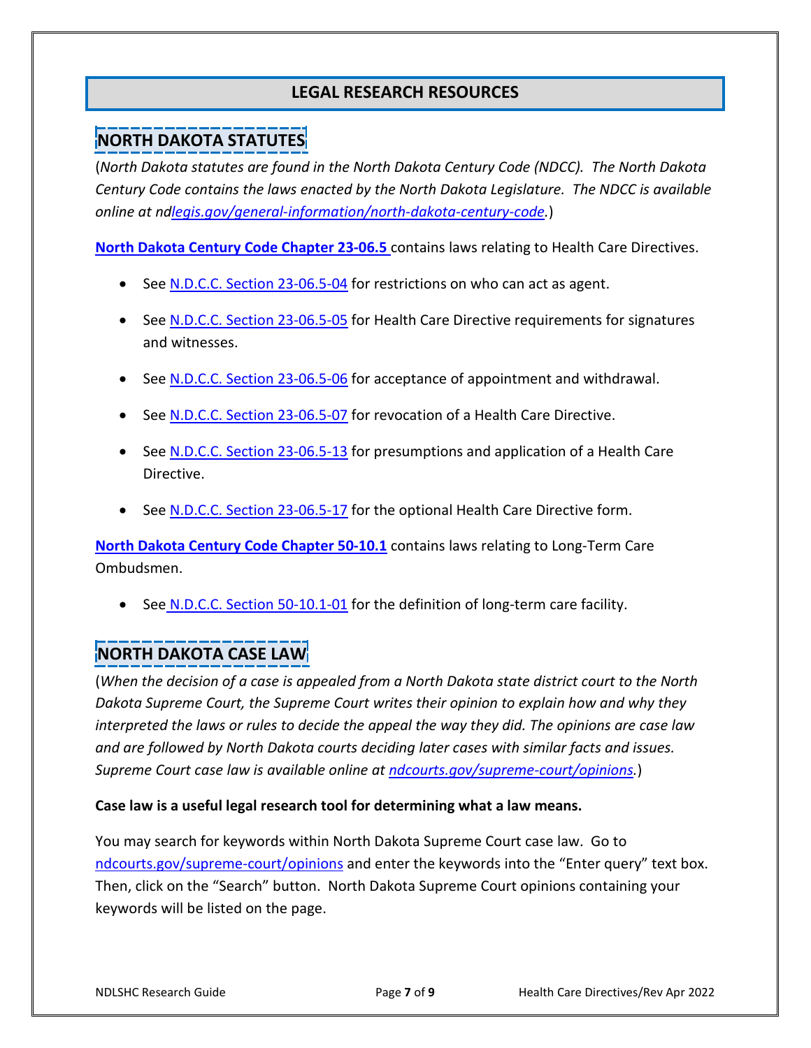# LEGAL RESEARCH RESOURCES

## NORTH DAKOTA STATUTES

(*North Dakota statutes are found in the North Dakota Century Code (NDCC). The North Dakota Century Code contains the laws enacted by the North Dakota Legislature. The NDCC is available online at ndlegis.gov/general-information/north-dakota-century-code.*)

**North Dakota Century Code Chapter 23-06.5** contains laws relating to Health Care Directives.

- See N.D.C.C. Section 23-06.5-04 for restrictions on who can act as agent.
- See N.D.C.C. Section 23-06.5-05 for Health Care Directive requirements for signatures and witnesses.
- See N.D.C.C. Section 23-06.5-06 for acceptance of appointment and withdrawal.
- See N.D.C.C. Section 23-06.5-07 for revocation of a Health Care Directive.
- See N.D.C.C. Section 23-06.5-13 for presumptions and application of a Health Care Directive.
- See N.D.C.C. Section 23-06.5-17 for the optional Health Care Directive form.

**North Dakota Century Code Chapter 50-10.1** contains laws relating to Long-Term Care Ombudsmen.

- See N.D.C.C. Section 50-10.1-01 for the definition of long-term care facility.

## NORTH DAKOTA CASE LAW

(*When the decision of a case is appealed from a North Dakota state district court to the North Dakota Supreme Court, the Supreme Court writes their opinion to explain how and why they interpreted the laws or rules to decide the appeal the way they did. The opinions are case law and are followed by North Dakota courts deciding later cases with similar facts and issues. Supreme Court case law is available online at ndcourts.gov/supreme-court/opinions.*)

**Case law is a useful legal research tool for determining what a law means.**

You may search for keywords within North Dakota Supreme Court case law. Go to ndcourts.gov/supreme-court/opinions and enter the keywords into the "Enter query" text box. Then, click on the "Search" button. North Dakota Supreme Court opinions containing your keywords will be listed on the page.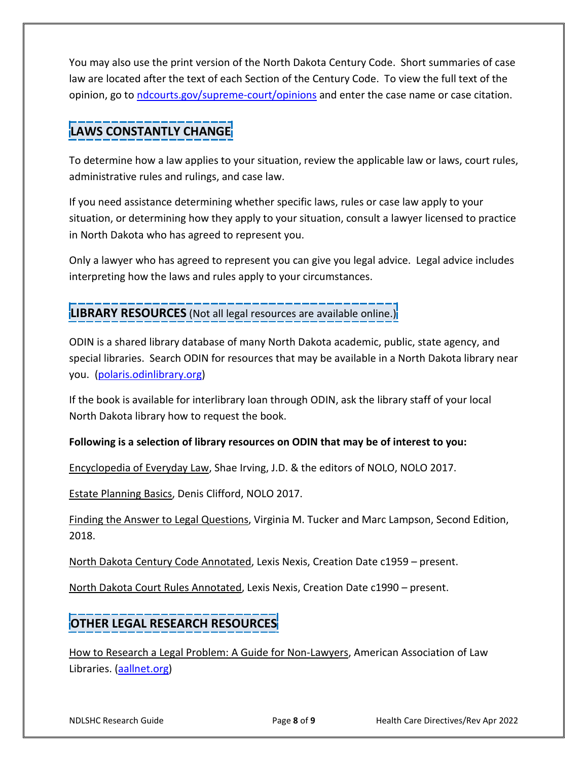You may also use the print version of the North Dakota Century Code. Short summaries of case law are located after the text of each Section of the Century Code. To view the full text of the opinion, go to [ndcourts.gov/supreme-court/opinions](ndcourts.gov/supreme-court/opinions) and enter the case name or case citation.

## LAWS CONSTANTLY CHANGE

To determine how a law applies to your situation, review the applicable law or laws, court rules, administrative rules and rulings, and case law.

If you need assistance determining whether specific laws, rules or case law apply to your situation, or determining how they apply to your situation, consult a lawyer licensed to practice in North Dakota who has agreed to represent you.

Only a lawyer who has agreed to represent you can give you legal advice. Legal advice includes interpreting how the laws and rules apply to your circumstances.

## LIBRARY RESOURCES (Not all legal resources are available online.)

ODIN is a shared library database of many North Dakota academic, public, state agency, and special libraries. Search ODIN for resources that may be available in a North Dakota library near you. ([polaris.odinlibrary.org](polaris.odinlibrary.org))

If the book is available for interlibrary loan through ODIN, ask the library staff of your local North Dakota library how to request the book.

**Following is a selection of library resources on ODIN that may be of interest to you:**

Encyclopedia of Everyday Law, Shae Irving, J.D. & the editors of NOLO, NOLO 2017.

Estate Planning Basics, Denis Clifford, NOLO 2017.

Finding the Answer to Legal Questions, Virginia M. Tucker and Marc Lampson, Second Edition, 2018.

North Dakota Century Code Annotated, Lexis Nexis, Creation Date c1959 – present.

North Dakota Court Rules Annotated, Lexis Nexis, Creation Date c1990 – present.

## OTHER LEGAL RESEARCH RESOURCES

How to Research a Legal Problem: A Guide for Non-Lawyers, American Association of Law Libraries. ([aallnet.org](aallnet.org))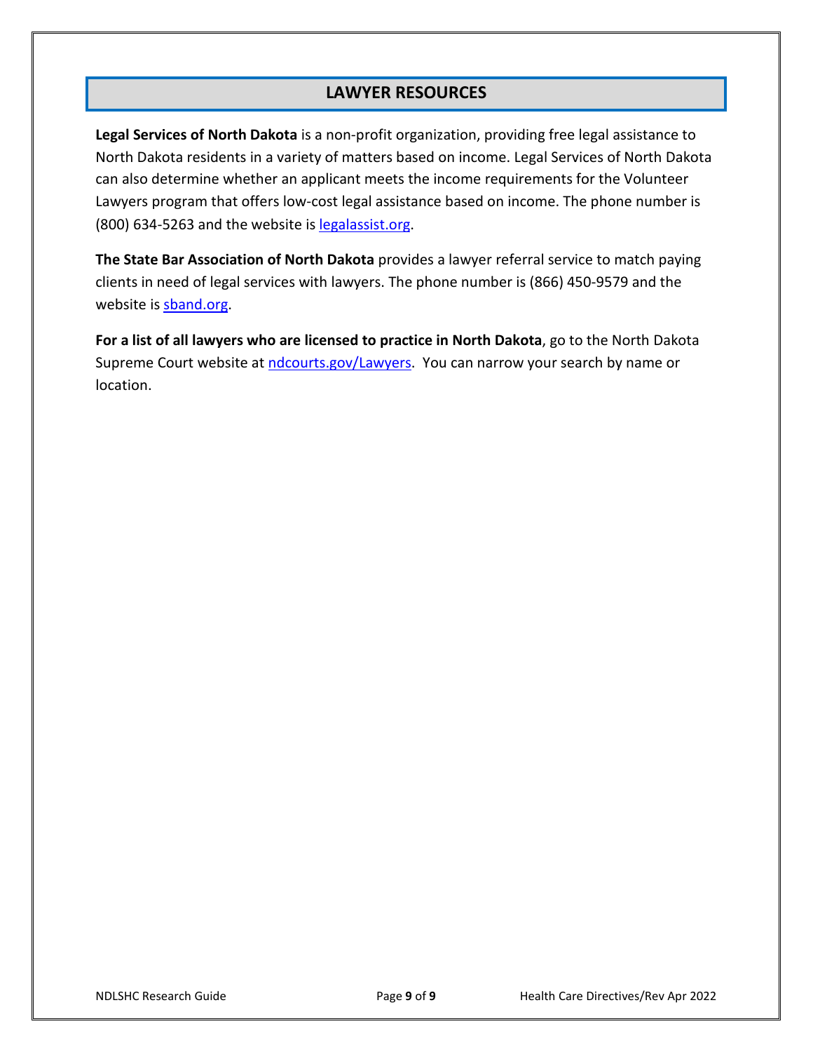## LAWYER RESOURCES

**Legal Services of North Dakota** is a non-profit organization, providing free legal assistance to North Dakota residents in a variety of matters based on income. Legal Services of North Dakota can also determine whether an applicant meets the income requirements for the Volunteer Lawyers program that offers low-cost legal assistance based on income. The phone number is (800) 634-5263 and the website is legalassist.org.

**The State Bar Association of North Dakota** provides a lawyer referral service to match paying clients in need of legal services with lawyers. The phone number is (866) 450-9579 and the website is sband.org.

**For a list of all lawyers who are licensed to practice in North Dakota**, go to the North Dakota Supreme Court website at ndcourts.gov/Lawyers. You can narrow your search by name or location.